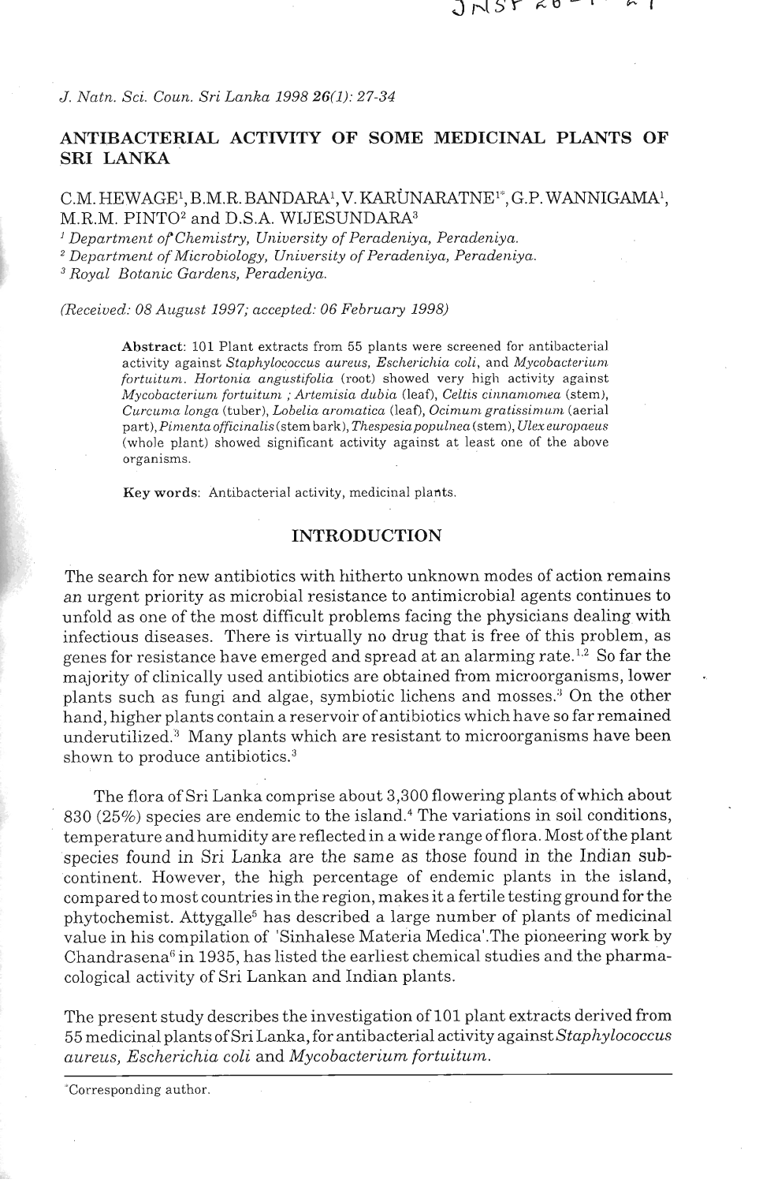ANTIBACTERIAL ACTIVITY OF SOME MEDICINAL PLANTS OF SRI LANKA

C.M. HEWAGE[1], B.M.R. BANDARA[1], V. KARUNARATNE[1*], G.P. WANNIGAMA[1], M.R.M. PINTO[2] and D.S.A. WIJESUNDARA[3]

[1] *Department of Chemistry, University of Peradeniya, Peradeniya.*
[2] *Department of Microbiology, University of Peradeniya, Peradeniya.*
[3] *Royal Botanic Gardens, Peradeniya.*

*(Received: 08 August 1997; accepted: 06 February 1998)*

**Abstract**: 101 Plant extracts from 55 plants were screened for antibacterial activity against *Staphylococcus aureus*, *Escherichia coli*, and *Mycobacterium fortuitum*. *Hortonia angustifolia* (root) showed very high activity against *Mycobacterium fortuitum* ; *Artemisia dubia* (leaf), *Celtis cinnamomea* (stem), *Curcuma longa* (tuber), *Lobelia aromatica* (leaf), *Ocimum gratissimum* (aerial part), *Pimenta officinalis* (stem bark), *Thespesia populnea* (stem), *Ulex europaeus* (whole plant) showed significant activity against at least one of the above organisms.

**Key words**: Antibacterial activity, medicinal plants.

## INTRODUCTION

The search for new antibiotics with hitherto unknown modes of action remains an urgent priority as microbial resistance to antimicrobial agents continues to unfold as one of the most difficult problems facing the physicians dealing with infectious diseases. There is virtually no drug that is free of this problem, as genes for resistance have emerged and spread at an alarming rate.[1,2] So far the majority of clinically used antibiotics are obtained from microorganisms, lower plants such as fungi and algae, symbiotic lichens and mosses.[3] On the other hand, higher plants contain a reservoir of antibiotics which have so far remained underutilized.[3] Many plants which are resistant to microorganisms have been shown to produce antibiotics.[3]

The flora of Sri Lanka comprise about 3,300 flowering plants of which about 830 (25%) species are endemic to the island.[4] The variations in soil conditions, temperature and humidity are reflected in a wide range of flora. Most of the plant species found in Sri Lanka are the same as those found in the Indian sub-continent. However, the high percentage of endemic plants in the island, compared to most countries in the region, makes it a fertile testing ground for the phytochemist. Attygalle[5] has described a large number of plants of medicinal value in his compilation of 'Sinhalese Materia Medica'.The pioneering work by Chandrasena[6] in 1935, has listed the earliest chemical studies and the pharmacological activity of Sri Lankan and Indian plants.

The present study describes the investigation of 101 plant extracts derived from 55 medicinal plants of Sri Lanka, for antibacterial activity against *Staphylococcus aureus*, *Escherichia coli* and *Mycobacterium fortuitum*.

*Corresponding author.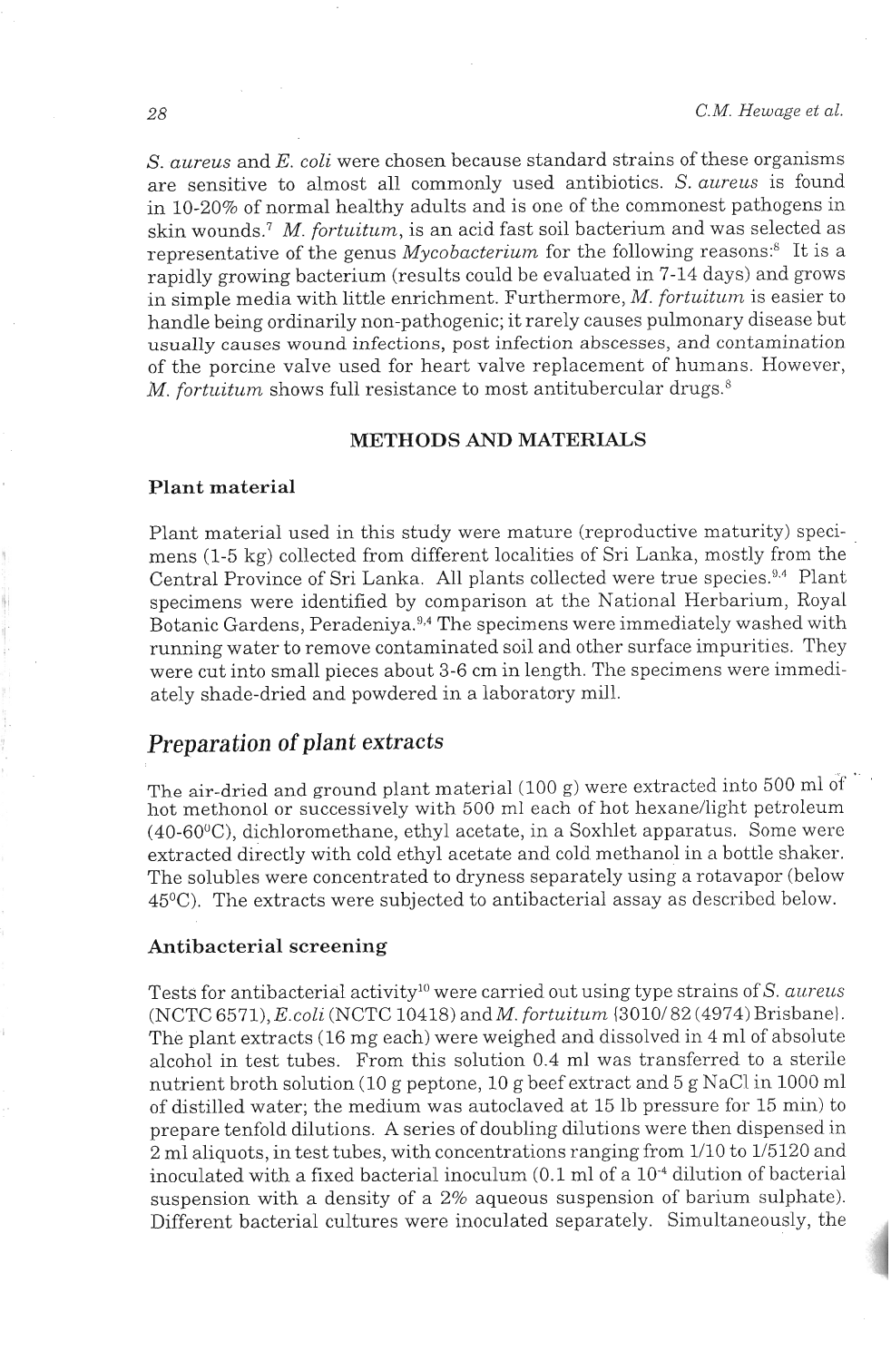*S. aureus* and *E. coli* were chosen because standard strains of these organisms are sensitive to almost all commonly used antibiotics. *S. aureus* is found in 10-20% of normal healthy adults and is one of the commonest pathogens in skin wounds.[7] *M. fortuitum*, is an acid fast soil bacterium and was selected as representative of the genus *Mycobacterium* for the following reasons:[8] It is a rapidly growing bacterium (results could be evaluated in 7-14 days) and grows in simple media with little enrichment. Furthermore, *M. fortuitum* is easier to handle being ordinarily non-pathogenic; it rarely causes pulmonary disease but usually causes wound infections, post infection abscesses, and contamination of the porcine valve used for heart valve replacement of humans. However, *M. fortuitum* shows full resistance to most antitubercular drugs.[8]

## METHODS AND MATERIALS

### Plant material

Plant material used in this study were mature (reproductive maturity) specimens (1-5 kg) collected from different localities of Sri Lanka, mostly from the Central Province of Sri Lanka. All plants collected were true species.[9,4] Plant specimens were identified by comparison at the National Herbarium, Royal Botanic Gardens, Peradeniya.[9,4] The specimens were immediately washed with running water to remove contaminated soil and other surface impurities. They were cut into small pieces about 3-6 cm in length. The specimens were immediately shade-dried and powdered in a laboratory mill.

### Preparation of plant extracts

The air-dried and ground plant material (100 g) were extracted into 500 ml of hot methonol or successively with 500 ml each of hot hexane/light petroleum (40-60$^0$C), dichloromethane, ethyl acetate, in a Soxhlet apparatus. Some were extracted directly with cold ethyl acetate and cold methanol in a bottle shaker. The solubles were concentrated to dryness separately using a rotavapor (below 45$^0$C). The extracts were subjected to antibacterial assay as described below.

### Antibacterial screening

Tests for antibacterial activity[10] were carried out using type strains of *S. aureus* (NCTC 6571), *E.coli* (NCTC 10418) and *M. fortuitum* (3010/ 82 (4974) Brisbane). The plant extracts (16 mg each) were weighed and dissolved in 4 ml of absolute alcohol in test tubes. From this solution 0.4 ml was transferred to a sterile nutrient broth solution (10 g peptone, 10 g beef extract and 5 g NaCl in 1000 ml of distilled water; the medium was autoclaved at 15 lb pressure for 15 min) to prepare tenfold dilutions. A series of doubling dilutions were then dispensed in 2 ml aliquots, in test tubes, with concentrations ranging from 1/10 to 1/5120 and inoculated with a fixed bacterial inoculum (0.1 ml of a $10^{-4}$ dilution of bacterial suspension with a density of a 2% aqueous suspension of barium sulphate). Different bacterial cultures were inoculated separately. Simultaneously, the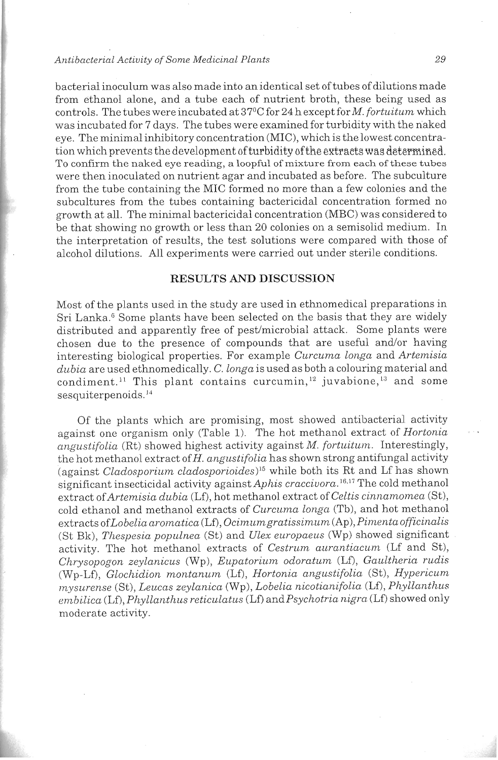bacterial inoculum was also made into an identical set of tubes of dilutions made from ethanol alone, and a tube each of nutrient broth, these being used as controls. The tubes were incubated at 37°C for 24 h except for *M. fortuitum* which was incubated for 7 days. The tubes were examined for turbidity with the naked eye. The minimal inhibitory concentration (MIC), which is the lowest concentration which prevents the development of turbidity of the extracts was determined. To confirm the naked eye reading, a loopful of mixture from each of these tubes were then inoculated on nutrient agar and incubated as before. The subculture from the tube containing the MIC formed no more than a few colonies and the subcultures from the tubes containing bactericidal concentration formed no growth at all. The minimal bactericidal concentration (MBC) was considered to be that showing no growth or less than 20 colonies on a semisolid medium. In the interpretation of results, the test solutions were compared with those of alcohol dilutions. All experiments were carried out under sterile conditions.

## RESULTS AND DISCUSSION

Most of the plants used in the study are used in ethnomedical preparations in Sri Lanka.[6] Some plants have been selected on the basis that they are widely distributed and apparently free of pest/microbial attack. Some plants were chosen due to the presence of compounds that are useful and/or having interesting biological properties. For example *Curcuma longa* and *Artemisia dubia* are used ethnomedically. *C. longa* is used as both a colouring material and condiment.[11] This plant contains curcumin,[12] juvabione,[13] and some sesquiterpenoids.[14]

Of the plants which are promising, most showed antibacterial activity against one organism only (Table 1). The hot methanol extract of *Hortonia angustifolia* (Rt) showed highest activity against *M. fortuitum*. Interestingly, the hot methanol extract of *H. angustifolia* has shown strong antifungal activity (against *Cladosporium cladosporioides*)[15] while both its Rt and Lf has shown significant insecticidal activity against *Aphis craccivora*.[16,17] The cold methanol extract of *Artemisia dubia* (Lf), hot methanol extract of *Celtis cinnamomea* (St), cold ethanol and methanol extracts of *Curcuma longa* (Tb), and hot methanol extracts of *Lobelia aromatica* (Lf), *Ocimum gratissimum* (Ap), *Pimenta officinalis* (St Bk), *Thespesia populnea* (St) and *Ulex europaeus* (Wp) showed significant activity. The hot methanol extracts of *Cestrum aurantiacum* (Lf and St), *Chrysopogon zeylanicus* (Wp), *Eupatorium odoratum* (Lf), *Gaultheria rudis* (Wp-Lf), *Glochidion montanum* (Lf), *Hortonia angustifolia* (St), *Hypericum mysurense* (St), *Leucas zeylanica* (Wp), *Lobelia nicotianifolia* (Lf), *Phyllanthus embilica* (Lf), *Phyllanthus reticulatus* (Lf) and *Psychotria nigra* (Lf) showed only moderate activity.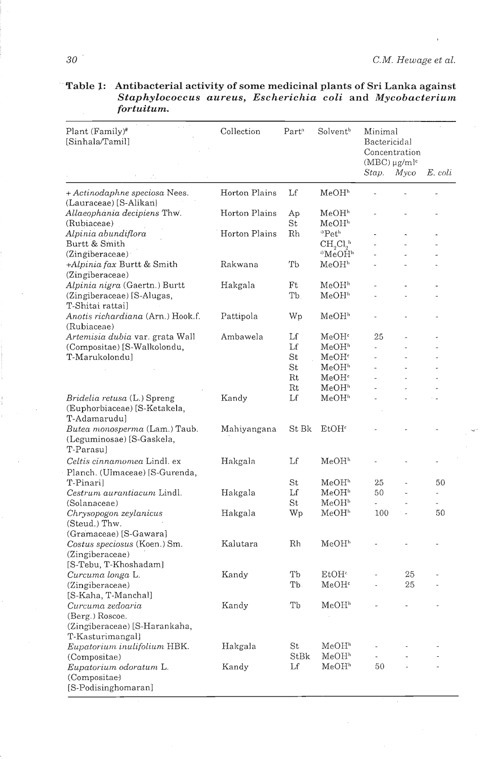**Table 1: Antibacterial activity of some medicinal plants of Sri Lanka against *Staphylococcus aureus*, *Escherichia coli* and *Mycobacterium fortuitum*.**

| Plant (Family)[#] [Sinhala/Tamil] | Collection | Part[a] | Solvent[b] | Minimal Bactericidal Concentration (MBC) μg/ml[c] | | |
|---|---|---|---|---|---|---|
| | | | | *Stap.* | *Myco* | *E. coli* |
| + *Actinodaphne speciosa* Nees. (Lauraceae) [S-Alikan] | Horton Plains | Lf | MeOH[h] | - | - | - |
| *Allaeophania decipiens* Thw. (Rubiaceae) | Horton Plains | Ap | MeOH[h] | - | - | - |
| | | St | MeOH[h] | | | |
| *Alpinia abundiflora* Burtt & Smith (Zingiberaceae) | Horton Plains | Rh | *Pet[h] | - | - | - |
| | | | $CH_2Cl_2$[h] | - | - | - |
| | | | *MeOH[h] | - | - | - |
| +*Alpinia fax* Burtt & Smith (Zingiberaceae) | Rakwana | Tb | MeOH[h] | - | - | - |
| *Alpinia nigra* (Gaertn.) Burtt (Zingiberaceae) [S-Alugas, T-Shitai rattai] | Hakgala | Ft | MeOH[h] | - | - | - |
| | | Tb | MeOH[h] | - | - | - |
| *Anotis richardiana* (Arn.) Hook.f. (Rubiaceae) | Pattipola | Wp | MeOH[h] | - | - | - |
| *Artemisia dubia* var. grata Wall (Compositae) [S-Walkolondu, T-Marukolondu] | Ambawela | Lf | MeOH[c] | 25 | - | - |
| | | Lf | MeOH[h] | - | - | - |
| | | St | MeOH[c] | - | - | - |
| | | St | MeOH[h] | - | - | - |
| | | Rt | MeOH[c] | - | - | - |
| | | Rt | MeOH[h] | - | - | - |
| *Bridelia retusa* (L.) Spreng (Euphorbiaceae) [S-Ketakela, T-Adamarudu] | Kandy | Lf | MeOH[h] | - | - | - |
| *Butea monosperma* (Lam.) Taub. (Leguminosae) [S-Gaskela, T-Parasu] | Mahiyangana | St Bk | EtOH[c] | - | - | - |
| *Celtis cinnamomea* Lindl. ex Planch. (Ulmaceae) [S-Gurenda, T-Pinari] | Hakgala | Lf | MeOH[h] | - | - | - |
| | | St | MeOH[h] | 25 | - | 50 |
| *Cestrum aurantiacum* Lindl. (Solanaceae) | Hakgala | Lf | MeOH[h] | 50 | - | - |
| | | St | MeOH[h] | - | - | - |
| *Chrysopogon zeylanicus* (Steud.) Thw. (Gramaceae) [S-Gawara] | Hakgala | Wp | MeOH[h] | 100 | - | 50 |
| *Costus speciosus* (Koen.) Sm. (Zingiberaceae) [S-Tebu, T-Khoshadam] | Kalutara | Rh | MeOH[h] | - | - | - |
| *Curcuma longa* L. (Zingiberaceae) [S-Kaha, T-Manchal] | Kandy | Tb | EtOH[c] | - | 25 | - |
| | | Tb | MeOH[c] | - | 25 | - |
| *Curcuma zedoaria* (Berg.) Roscoe. (Zingiberaceae) [S-Harankaha, T-Kasturimangal] | Kandy | Tb | MeOH[h] | - | - | - |
| *Eupatorium inulifolium* HBK. (Compositae) | Hakgala | St | MeOH[h] | - | - | - |
| | | StBk | MeOH[h] | - | - | - |
| *Eupatorium odoratum* L. (Compositae) [S-Podisinghomaran] | Kandy | Lf | MeOH[h] | 50 | - | - |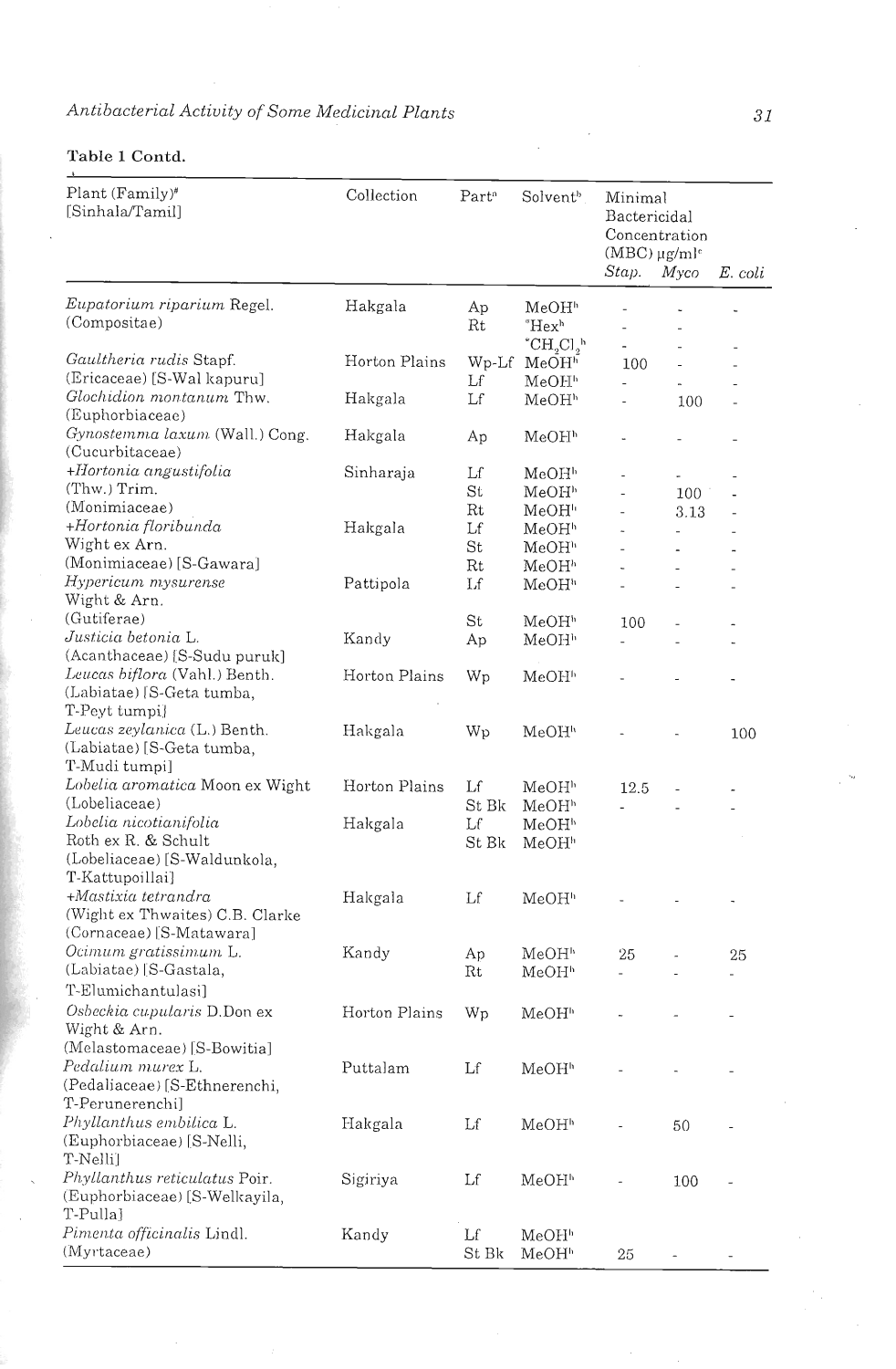**Table 1 Contd.**

| Plant (Family)# [Sinhala/Tamil] | Collection | Part[a] | Solvent[b] | Minimal Bactericidal Concentration (MBC) μg/ml[c] | | |
|---|---|---|---|---|---|---|
| | | | | *Stap.* | *Myco* | *E. coli* |
| *Eupatorium riparium* Regel. (Compositae) | Hakgala | Ap | MeOH[h] | - | - | - |
| | | Rt | *Hex[h] | - | - | |
| | | | *$CH_2Cl_2$[h] | - | - | - |
| *Gaultheria rudis* Stapf. (Ericaceae) [S-Wal kapuru] | Horton Plains | Wp-Lf | MeOH[h] | 100 | - | - |
| | | Lf | MeOH[h] | - | - | - |
| *Glochidion montanum* Thw. (Euphorbiaceae) | Hakgala | Lf | MeOH[h] | - | 100 | - |
| *Gynostemma laxum* (Wall.) Cong. (Cucurbitaceae) | Hakgala | Ap | MeOH[h] | - | - | - |
| +*Hortonia angustifolia* (Thw.) Trim. (Monimiaceae) | Sinharaja | Lf | MeOH[h] | - | - | - |
| | | St | MeOH[h] | - | 100 | - |
| | | Rt | MeOH[h] | - | 3.13 | - |
| +*Hortonia floribunda* Wight ex Arn. (Monimiaceae) [S-Gawara] | Hakgala | Lf | MeOH[h] | - | - | - |
| | | St | MeOH[h] | - | - | - |
| | | Rt | MeOH[h] | - | - | - |
| *Hypericum mysurense* Wight & Arn. (Gutiferae) | Pattipola | Lf | MeOH[h] | - | - | - |
| | | St | MeOH[h] | 100 | - | - |
| *Justicia betonia* L. (Acanthaceae) [S-Sudu puruk] | Kandy | Ap | MeOH[h] | - | - | - |
| *Leucas biflora* (Vahl.) Benth. (Labiatae) [S-Geta tumba, T-Peyt tumpi] | Horton Plains | Wp | MeOH[h] | - | - | - |
| *Leucas zeylanica* (L.) Benth. (Labiatae) [S-Geta tumba, T-Mudi tumpi] | Hakgala | Wp | MeOH[h] | - | - | 100 |
| *Lobelia aromatica* Moon ex Wight (Lobeliaceae) | Horton Plains | Lf | MeOH[h] | 12.5 | - | - |
| | | St Bk | MeOH[h] | - | - | - |
| *Lobelia nicotianifolia* Roth ex R. & Schult (Lobeliaceae) [S-Waldunkola, T-Kattupoillai] | Hakgala | Lf | MeOH[h] | | | |
| | | St Bk | MeOH[h] | | | |
| +*Mastixia tetrandra* (Wight ex Thwaites) C.B. Clarke (Cornaceae) [S-Matawara] | Hakgala | Lf | MeOH[h] | - | - | - |
| *Ocimum gratissimum* L. (Labiatae) [S-Gastala, T-Elumichantulasi] | Kandy | Ap | MeOH[h] | 25 | - | 25 |
| | | Rt | MeOH[h] | - | - | - |
| *Osbeckia cupularis* D.Don ex Wight & Arn. (Melastomaceae) [S-Bowitia] | Horton Plains | Wp | MeOH[h] | - | - | - |
| *Pedalium murex* L. (Pedaliaceae) [S-Ethnerenchi, T-Perunerenchi] | Puttalam | Lf | MeOH[h] | - | - | - |
| *Phyllanthus embilica* L. (Euphorbiaceae) [S-Nelli, T-Nelli] | Hakgala | Lf | MeOH[h] | - | 50 | - |
| *Phyllanthus reticulatus* Poir. (Euphorbiaceae) [S-Welkayila, T-Pulla] | Sigiriya | Lf | MeOH[h] | - | 100 | - |
| *Pimenta officinalis* Lindl. (Myrtaceae) | Kandy | Lf | MeOH[h] | | | |
| | | St Bk | MeOH[h] | 25 | - | - |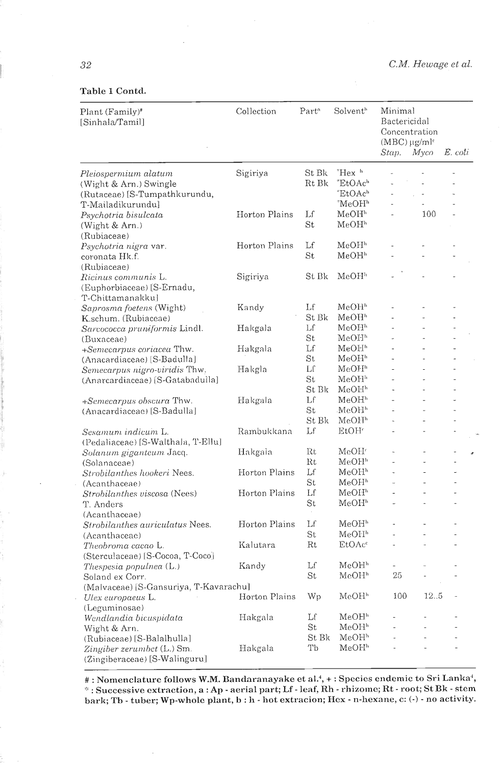**Table 1 Contd.**

| Plant (Family)# [Sinhala/Tamil] | Collection | Part[a] | Solvent[b] | Minimal Bactericidal Concentration (MBC) μg/ml[c] | | |
|---|---|---|---|---|---|---|
| | | | | *Stap.* | *Myco* | *E. coli* |
| *Pleiospermium alatum* (Wight & Arn.) Swingle (Rutaceae) [S-Tumpathkurundu, T-Mailadikurundu] | Sigiriya | St Bk | *Hex[h] | - | - | - |
| | | Rt Bk | *EtOAc[h] | - | - | - |
| | | | *EtOAc[h] | - | - | - |
| | | | *MeOH[h] | - | - | - |
| *Psychotria bisulcata* (Wight & Arn.) (Rubiaceae) | Horton Plains | Lf | MeOH[h] | - | 100 | - |
| | | St | MeOH[h] | | | |
| *Psychotria nigra* var. coronata Hk.f. (Rubiaceae) | Horton Plains | Lf | MeOH[h] | - | - | - |
| | | St | MeOH[h] | - | - | - |
| *Ricinus communis* L. (Euphorbiaceae) [S-Ernadu, T-Chittamanakku] | Sigiriya | St Bk | MeOH[h] | - | - | - |
| *Saprosma foetens* (Wight) K.schum. (Rubiaceae) | Kandy | Lf | MeOH[h] | - | - | - |
| | | St Bk | MeOH[h] | - | - | - |
| *Sarcococca pruniformis* Lindl. (Buxaceae) | Hakgala | Lf | MeOH[h] | - | - | - |
| | | St | MeOH[h] | - | - | - |
| +*Semecarpus coriacea* Thw. (Anacardiaceae) [S-Badulla] | Hakgala | Lf | MeOH[h] | - | - | - |
| | | St | MeOH[h] | - | - | - |
| *Semecarpus nigro-viridis* Thw. (Anarcardiaceae) [S-Gatabadulla] | Hakgla | Lf | MeOH[h] | - | - | - |
| | | St | MeOH[h] | - | - | - |
| | | St Bk | MeOH[h] | - | - | - |
| +*Semecarpus obscura* Thw. (Anacardiaceae) [S-Badulla] | Hakgala | Lf | MeOH[h] | - | - | - |
| | | St | MeOH[h] | - | - | - |
| | | St Bk | MeOH[h] | - | - | - |
| *Sesamum indicum* L. (Pedaliaceae) [S-Walthala, T-Ellu] | Rambukkana | Lf | EtOH[c] | - | - | - |
| *Solanum giganteum* Jacq. (Solanaceae) | Hakgala | Rt | MeOH[c] | - | - | - |
| | | Rt | MeOH[h] | - | - | - |
| *Strobilanthes hookeri* Nees. (Acanthaceae) | Horton Plains | Lf | MeOH[h] | - | - | - |
| | | St | MeOH[h] | - | - | - |
| *Strobilanthes viscosa* (Nees) T. Anders (Acanthaceae) | Horton Plains | Lf | MeOH[h] | - | - | - |
| | | St | MeOH[h] | - | - | - |
| *Strobilanthes auriculatus* Nees. (Acanthaceae) | Horton Plains | Lf | MeOH[h] | - | - | - |
| | | St | MeOH[h] | - | - | - |
| *Theobroma cacao* L. (Sterculaceae) [S-Cocoa, T-Coco] | Kalutara | Rt | EtOAc[c] | - | - | - |
| *Thespesia populnea* (L.) Soland ex Corr. (Malvaceae) [S-Gansuriya, T-Kavarachu] | Kandy | Lf | MeOH[h] | - | - | - |
| | | St | MeOH[h] | 25 | - | - |
| *Ulex europaeus* L. (Leguminosae) | Horton Plains | Wp | MeOH[h] | 100 | 12.5 | - |
| *Wendlandia bicuspidata* Wight & Arn. (Rubiaceae) [S-Balalhulla] | Hakgala | Lf | MeOH[h] | - | - | - |
| | | St | MeOH[h] | - | - | - |
| | | St Bk | MeOH[h] | - | - | - |
| *Zingiber zerumbet* (L.) Sm. (Zingiberaceae) [S-Walinguru] | Hakgala | Tb | MeOH[h] | - | - | - |

**# : Nomenclature follows W.M. Bandaranayake et al.[4], + : Species endemic to Sri Lanka[4], * : Successive extraction, a : Ap - aerial part; Lf - leaf, Rh - rhizome; Rt - root; St Bk - stem bark; Tb - tuber; Wp-whole plant, b : h - hot extracion; Hex - n-hexane, c: (-) - no activity.**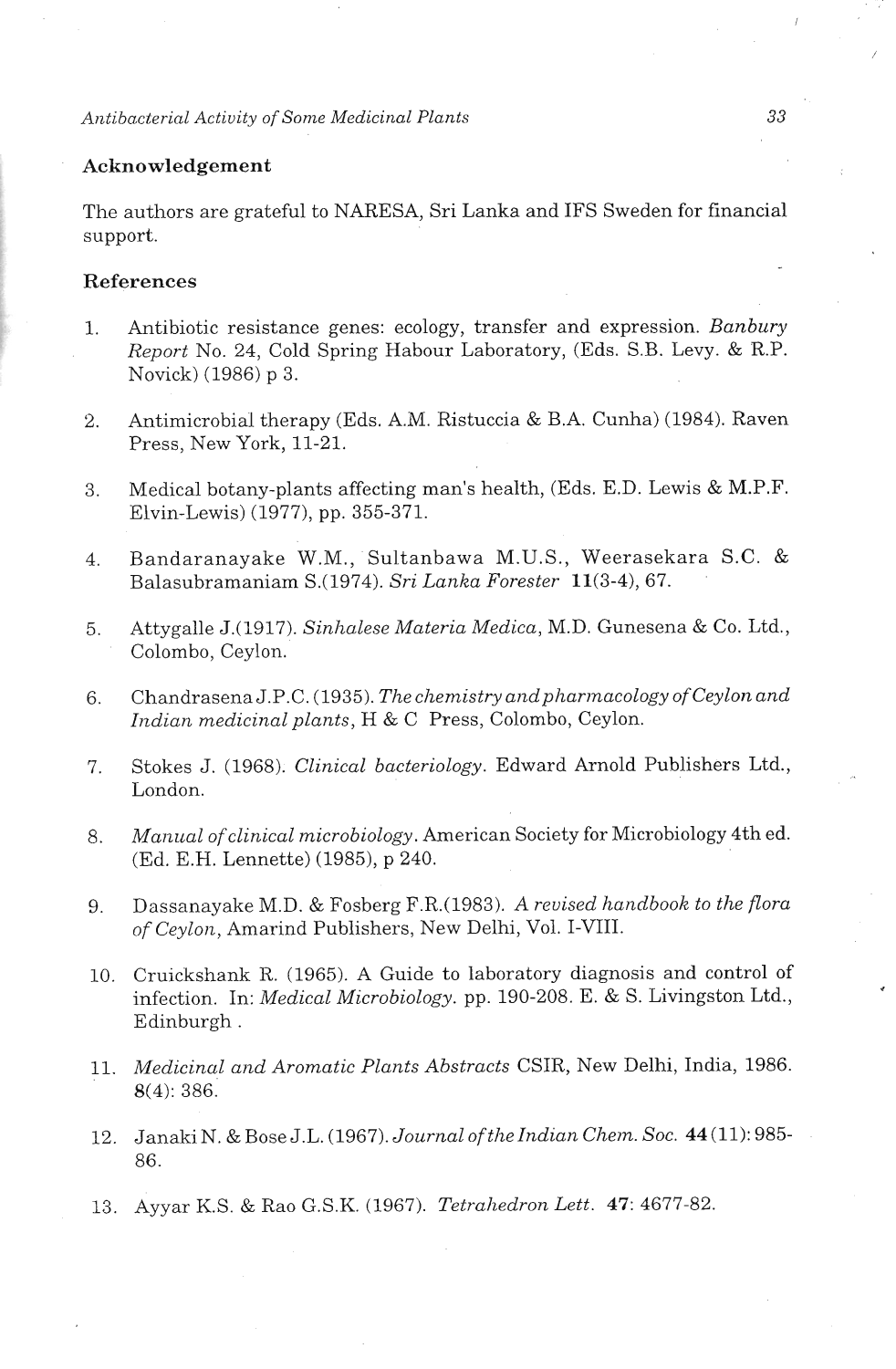## Acknowledgement

The authors are grateful to NARESA, Sri Lanka and IFS Sweden for financial support.

## References

1. Antibiotic resistance genes: ecology, transfer and expression. *Banbury Report* No. 24, Cold Spring Habour Laboratory, (Eds. S.B. Levy. & R.P. Novick) (1986) p 3.

2. Antimicrobial therapy (Eds. A.M. Ristuccia & B.A. Cunha) (1984). Raven Press, New York, 11-21.

3. Medical botany-plants affecting man's health, (Eds. E.D. Lewis & M.P.F. Elvin-Lewis) (1977), pp. 355-371.

4. Bandaranayake W.M., Sultanbawa M.U.S., Weerasekara S.C. & Balasubramaniam S.(1974). *Sri Lanka Forester* **11**(3-4), 67.

5. Attygalle J.(1917). *Sinhalese Materia Medica*, M.D. Gunesena & Co. Ltd., Colombo, Ceylon.

6. Chandrasena J.P.C. (1935). *The chemistry and pharmacology of Ceylon and Indian medicinal plants*, H & C Press, Colombo, Ceylon.

7. Stokes J. (1968). *Clinical bacteriology*. Edward Arnold Publishers Ltd., London.

8. *Manual of clinical microbiology*. American Society for Microbiology 4th ed. (Ed. E.H. Lennette) (1985), p 240.

9. Dassanayake M.D. & Fosberg F.R.(1983). *A revised handbook to the flora of Ceylon*, Amarind Publishers, New Delhi, Vol. I-VIII.

10. Cruickshank R. (1965). A Guide to laboratory diagnosis and control of infection. In: *Medical Microbiology*. pp. 190-208. E. & S. Livingston Ltd., Edinburgh .

11. *Medicinal and Aromatic Plants Abstracts* CSIR, New Delhi, India, 1986. **8**(4): 386.

12. Janaki N. & Bose J.L. (1967). *Journal of the Indian Chem. Soc.* **44**(11): 985-86.

13. Ayyar K.S. & Rao G.S.K. (1967). *Tetrahedron Lett.* **47**: 4677-82.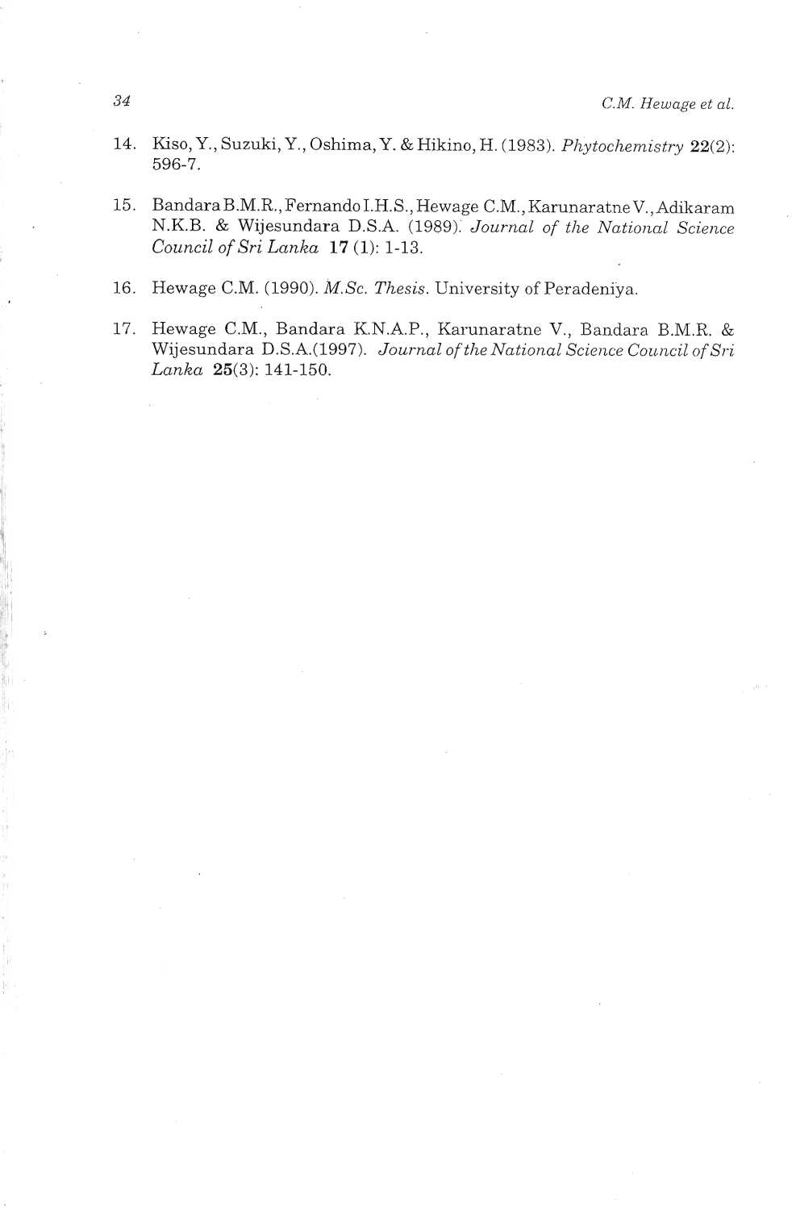14. Kiso, Y., Suzuki, Y., Oshima, Y. & Hikino, H. (1983). *Phytochemistry* **22**(2): 596-7.

15. Bandara B.M.R., Fernando I.H.S., Hewage C.M., Karunaratne V., Adikaram N.K.B. & Wijesundara D.S.A. (1989). *Journal of the National Science Council of Sri Lanka* **17** (1): 1-13.

16. Hewage C.M. (1990). *M.Sc. Thesis*. University of Peradeniya.

17. Hewage C.M., Bandara K.N.A.P., Karunaratne V., Bandara B.M.R. & Wijesundara D.S.A.(1997). *Journal of the National Science Council of Sri Lanka* **25**(3): 141-150.